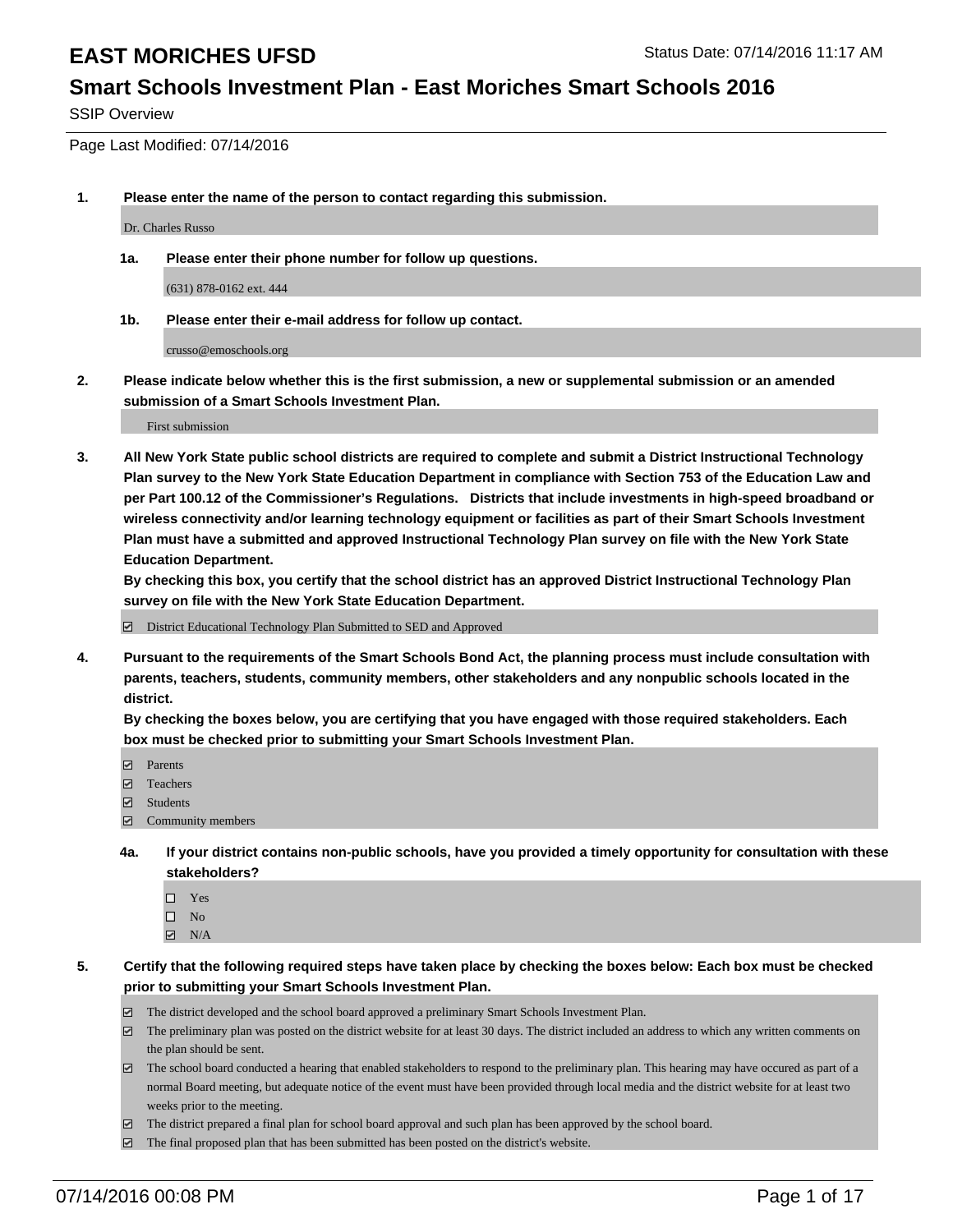# EAST MORICHES UFSD

Status Date: 07/14/2016 11:17 AM

## Smart Schools Investment Plan - East Moriches Smart Schools 2016

SSIP Overview

Page Last Modified: 07/14/2016

**1. Please enter the name of the person to contact regarding this submission.**

Dr. Charles Russo

**1a. Please enter their phone number for follow up questions.**

(631) 878-0162 ext. 444

**1b. Please enter their e-mail address for follow up contact.**

crusso@emoschools.org

**2. Please indicate below whether this is the first submission, a new or supplemental submission or an amended submission of a Smart Schools Investment Plan.**

First submission

**3. All New York State public school districts are required to complete and submit a District Instructional Technology Plan survey to the New York State Education Department in compliance with Section 753 of the Education Law and per Part 100.12 of the Commissioner's Regulations. Districts that include investments in high-speed broadband or wireless connectivity and/or learning technology equipment or facilities as part of their Smart Schools Investment Plan must have a submitted and approved Instructional Technology Plan survey on file with the New York State Education Department.**

**By checking this box, you certify that the school district has an approved District Instructional Technology Plan survey on file with the New York State Education Department.**

☑ District Educational Technology Plan Submitted to SED and Approved

**4. Pursuant to the requirements of the Smart Schools Bond Act, the planning process must include consultation with parents, teachers, students, community members, other stakeholders and any nonpublic schools located in the district.**

**By checking the boxes below, you are certifying that you have engaged with those required stakeholders. Each box must be checked prior to submitting your Smart Schools Investment Plan.**

- ☑ Parents
- ☑ Teachers
- ☑ Students
- ☑ Community members

**4a. If your district contains non-public schools, have you provided a timely opportunity for consultation with these stakeholders?**

- ☐ Yes
- ☐ No
- ☑ N/A

**5. Certify that the following required steps have taken place by checking the boxes below: Each box must be checked prior to submitting your Smart Schools Investment Plan.**

- ☑ The district developed and the school board approved a preliminary Smart Schools Investment Plan.
- ☑ The preliminary plan was posted on the district website for at least 30 days. The district included an address to which any written comments on the plan should be sent.
- ☑ The school board conducted a hearing that enabled stakeholders to respond to the preliminary plan. This hearing may have occured as part of a normal Board meeting, but adequate notice of the event must have been provided through local media and the district website for at least two weeks prior to the meeting.
- ☑ The district prepared a final plan for school board approval and such plan has been approved by the school board.
- ☑ The final proposed plan that has been submitted has been posted on the district's website.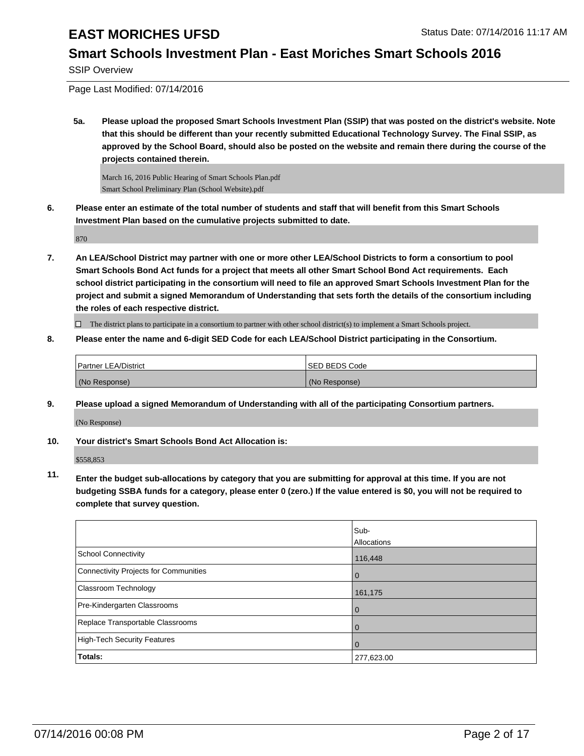# EAST MORICHES UFSD

Status Date: 07/14/2016 11:17 AM

## Smart Schools Investment Plan - East Moriches Smart Schools 2016

SSIP Overview

Page Last Modified: 07/14/2016

**5a. Please upload the proposed Smart Schools Investment Plan (SSIP) that was posted on the district's website. Note that this should be different than your recently submitted Educational Technology Survey. The Final SSIP, as approved by the School Board, should also be posted on the website and remain there during the course of the projects contained therein.**

March 16, 2016 Public Hearing of Smart Schools Plan.pdf
Smart School Preliminary Plan (School Website).pdf

**6. Please enter an estimate of the total number of students and staff that will benefit from this Smart Schools Investment Plan based on the cumulative projects submitted to date.**

870

**7. An LEA/School District may partner with one or more other LEA/School Districts to form a consortium to pool Smart Schools Bond Act funds for a project that meets all other Smart School Bond Act requirements. Each school district participating in the consortium will need to file an approved Smart Schools Investment Plan for the project and submit a signed Memorandum of Understanding that sets forth the details of the consortium including the roles of each respective district.**

☐ The district plans to participate in a consortium to partner with other school district(s) to implement a Smart Schools project.

**8. Please enter the name and 6-digit SED Code for each LEA/School District participating in the Consortium.**

| Partner LEA/District | SED BEDS Code |
|---|---|
| (No Response) | (No Response) |

**9. Please upload a signed Memorandum of Understanding with all of the participating Consortium partners.**

(No Response)

**10. Your district's Smart Schools Bond Act Allocation is:**

$558,853

**11. Enter the budget sub-allocations by category that you are submitting for approval at this time. If you are not budgeting SSBA funds for a category, please enter 0 (zero.) If the value entered is $0, you will not be required to complete that survey question.**

| | Sub-Allocations |
|---|---|
| School Connectivity | 116,448 |
| Connectivity Projects for Communities | 0 |
| Classroom Technology | 161,175 |
| Pre-Kindergarten Classrooms | 0 |
| Replace Transportable Classrooms | 0 |
| High-Tech Security Features | 0 |
| **Totals:** | 277,623.00 |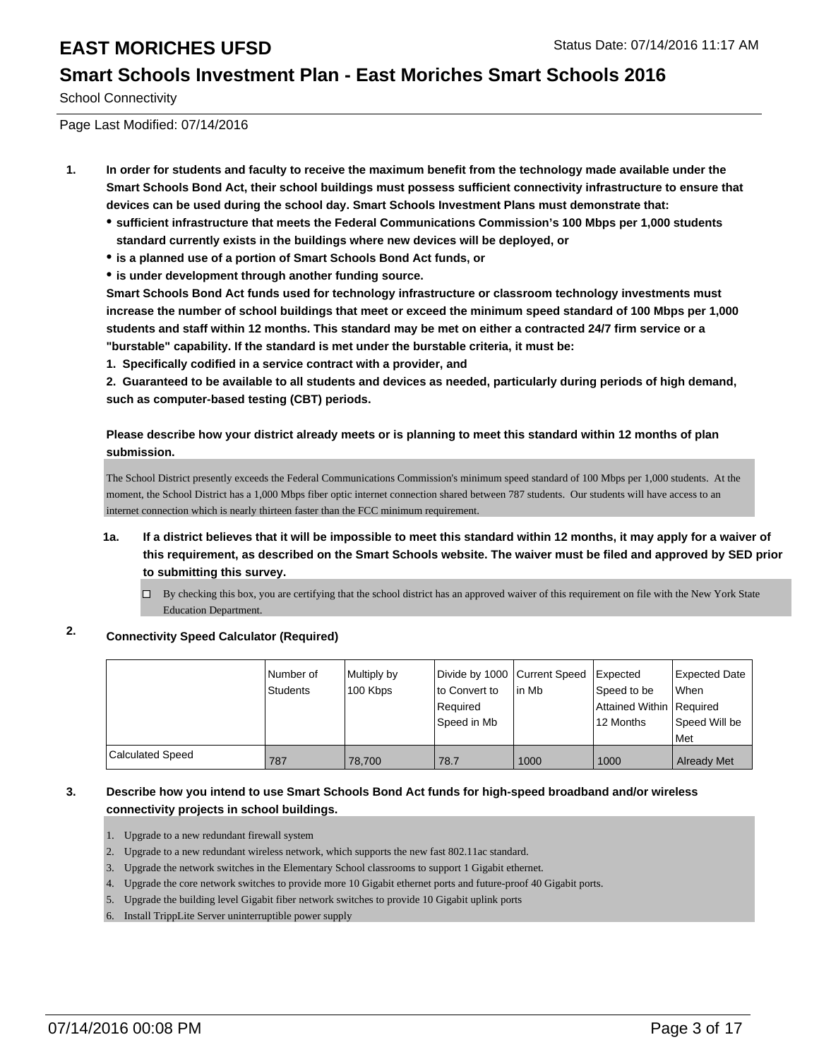# EAST MORICHES UFSD

Status Date: 07/14/2016 11:17 AM

## Smart Schools Investment Plan - East Moriches Smart Schools 2016

School Connectivity

Page Last Modified: 07/14/2016

**1. In order for students and faculty to receive the maximum benefit from the technology made available under the Smart Schools Bond Act, their school buildings must possess sufficient connectivity infrastructure to ensure that devices can be used during the school day. Smart Schools Investment Plans must demonstrate that:**

- **sufficient infrastructure that meets the Federal Communications Commission's 100 Mbps per 1,000 students standard currently exists in the buildings where new devices will be deployed, or**
- **is a planned use of a portion of Smart Schools Bond Act funds, or**
- **is under development through another funding source.**

**Smart Schools Bond Act funds used for technology infrastructure or classroom technology investments must increase the number of school buildings that meet or exceed the minimum speed standard of 100 Mbps per 1,000 students and staff within 12 months. This standard may be met on either a contracted 24/7 firm service or a "burstable" capability. If the standard is met under the burstable criteria, it must be:**

**1. Specifically codified in a service contract with a provider, and**

**2. Guaranteed to be available to all students and devices as needed, particularly during periods of high demand, such as computer-based testing (CBT) periods.**

**Please describe how your district already meets or is planning to meet this standard within 12 months of plan submission.**

The School District presently exceeds the Federal Communications Commission's minimum speed standard of 100 Mbps per 1,000 students. At the moment, the School District has a 1,000 Mbps fiber optic internet connection shared between 787 students. Our students will have access to an internet connection which is nearly thirteen faster than the FCC minimum requirement.

**1a. If a district believes that it will be impossible to meet this standard within 12 months, it may apply for a waiver of this requirement, as described on the Smart Schools website. The waiver must be filed and approved by SED prior to submitting this survey.**

☐ By checking this box, you are certifying that the school district has an approved waiver of this requirement on file with the New York State Education Department.

**2. Connectivity Speed Calculator (Required)**

| | Number of Students | Multiply by 100 Kbps | Divide by 1000 to Convert to Required Speed in Mb | Current Speed in Mb | Expected Speed to be Attained Within 12 Months | Expected Date When Required Speed Will be Met |
|---|---|---|---|---|---|---|
| Calculated Speed | 787 | 78,700 | 78.7 | 1000 | 1000 | Already Met |

**3. Describe how you intend to use Smart Schools Bond Act funds for high-speed broadband and/or wireless connectivity projects in school buildings.**

1. Upgrade to a new redundant firewall system
2. Upgrade to a new redundant wireless network, which supports the new fast 802.11ac standard.
3. Upgrade the network switches in the Elementary School classrooms to support 1 Gigabit ethernet.
4. Upgrade the core network switches to provide more 10 Gigabit ethernet ports and future-proof 40 Gigabit ports.
5. Upgrade the building level Gigabit fiber network switches to provide 10 Gigabit uplink ports
6. Install TrippLite Server uninterruptible power supply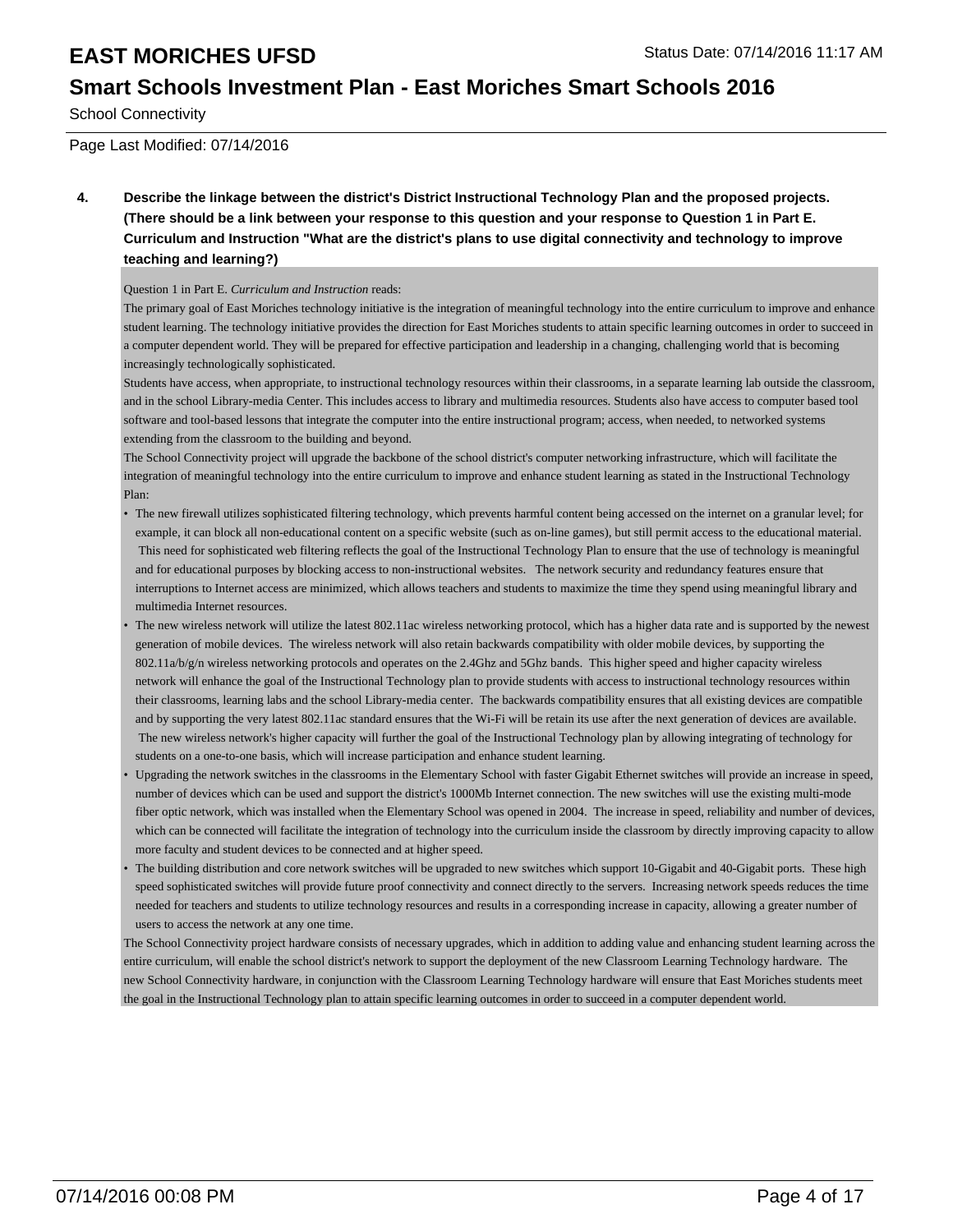**4. Describe the linkage between the district's District Instructional Technology Plan and the proposed projects. (There should be a link between your response to this question and your response to Question 1 in Part E. Curriculum and Instruction "What are the district's plans to use digital connectivity and technology to improve teaching and learning?)**

Question 1 in Part E. *Curriculum and Instruction* reads:

The primary goal of East Moriches technology initiative is the integration of meaningful technology into the entire curriculum to improve and enhance student learning. The technology initiative provides the direction for East Moriches students to attain specific learning outcomes in order to succeed in a computer dependent world. They will be prepared for effective participation and leadership in a changing, challenging world that is becoming increasingly technologically sophisticated.

Students have access, when appropriate, to instructional technology resources within their classrooms, in a separate learning lab outside the classroom, and in the school Library-media Center. This includes access to library and multimedia resources. Students also have access to computer based tool software and tool-based lessons that integrate the computer into the entire instructional program; access, when needed, to networked systems extending from the classroom to the building and beyond.

The School Connectivity project will upgrade the backbone of the school district's computer networking infrastructure, which will facilitate the integration of meaningful technology into the entire curriculum to improve and enhance student learning as stated in the Instructional Technology Plan:

- The new firewall utilizes sophisticated filtering technology, which prevents harmful content being accessed on the internet on a granular level; for example, it can block all non-educational content on a specific website (such as on-line games), but still permit access to the educational material. This need for sophisticated web filtering reflects the goal of the Instructional Technology Plan to ensure that the use of technology is meaningful and for educational purposes by blocking access to non-instructional websites. The network security and redundancy features ensure that interruptions to Internet access are minimized, which allows teachers and students to maximize the time they spend using meaningful library and multimedia Internet resources.
- The new wireless network will utilize the latest 802.11ac wireless networking protocol, which has a higher data rate and is supported by the newest generation of mobile devices. The wireless network will also retain backwards compatibility with older mobile devices, by supporting the 802.11a/b/g/n wireless networking protocols and operates on the 2.4Ghz and 5Ghz bands. This higher speed and higher capacity wireless network will enhance the goal of the Instructional Technology plan to provide students with access to instructional technology resources within their classrooms, learning labs and the school Library-media center. The backwards compatibility ensures that all existing devices are compatible and by supporting the very latest 802.11ac standard ensures that the Wi-Fi will be retain its use after the next generation of devices are available. The new wireless network's higher capacity will further the goal of the Instructional Technology plan by allowing integrating of technology for students on a one-to-one basis, which will increase participation and enhance student learning.
- Upgrading the network switches in the classrooms in the Elementary School with faster Gigabit Ethernet switches will provide an increase in speed, number of devices which can be used and support the district's 1000Mb Internet connection. The new switches will use the existing multi-mode fiber optic network, which was installed when the Elementary School was opened in 2004. The increase in speed, reliability and number of devices, which can be connected will facilitate the integration of technology into the curriculum inside the classroom by directly improving capacity to allow more faculty and student devices to be connected and at higher speed.
- The building distribution and core network switches will be upgraded to new switches which support 10-Gigabit and 40-Gigabit ports. These high speed sophisticated switches will provide future proof connectivity and connect directly to the servers. Increasing network speeds reduces the time needed for teachers and students to utilize technology resources and results in a corresponding increase in capacity, allowing a greater number of users to access the network at any one time.

The School Connectivity project hardware consists of necessary upgrades, which in addition to adding value and enhancing student learning across the entire curriculum, will enable the school district's network to support the deployment of the new Classroom Learning Technology hardware. The new School Connectivity hardware, in conjunction with the Classroom Learning Technology hardware will ensure that East Moriches students meet the goal in the Instructional Technology plan to attain specific learning outcomes in order to succeed in a computer dependent world.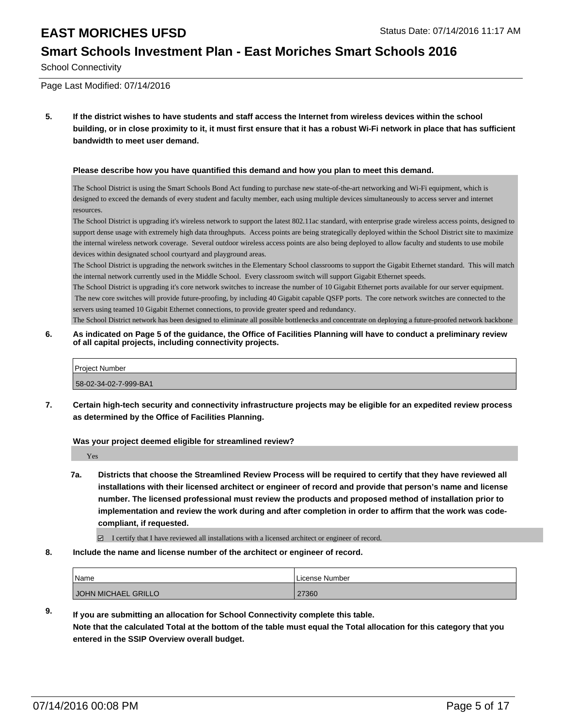5. **If the district wishes to have students and staff access the Internet from wireless devices within the school building, or in close proximity to it, it must first ensure that it has a robust Wi-Fi network in place that has sufficient bandwidth to meet user demand.**

**Please describe how you have quantified this demand and how you plan to meet this demand.**

The School District is using the Smart Schools Bond Act funding to purchase new state-of-the-art networking and Wi-Fi equipment, which is designed to exceed the demands of every student and faculty member, each using multiple devices simultaneously to access server and internet resources.
The School District is upgrading it's wireless network to support the latest 802.11ac standard, with enterprise grade wireless access points, designed to support dense usage with extremely high data throughputs. Access points are being strategically deployed within the School District site to maximize the internal wireless network coverage. Several outdoor wireless access points are also being deployed to allow faculty and students to use mobile devices within designated school courtyard and playground areas.
The School District is upgrading the network switches in the Elementary School classrooms to support the Gigabit Ethernet standard. This will match the internal network currently used in the Middle School. Every classroom switch will support Gigabit Ethernet speeds.
The School District is upgrading it's core network switches to increase the number of 10 Gigabit Ethernet ports available for our server equipment. The new core switches will provide future-proofing, by including 40 Gigabit capable QSFP ports. The core network switches are connected to the servers using teamed 10 Gigabit Ethernet connections, to provide greater speed and redundancy.
The School District network has been designed to eliminate all possible bottlenecks and concentrate on deploying a future-proofed network backbone

6. **As indicated on Page 5 of the guidance, the Office of Facilities Planning will have to conduct a preliminary review of all capital projects, including connectivity projects.**

| Project Number |
|---|
| 58-02-34-02-7-999-BA1 |

7. **Certain high-tech security and connectivity infrastructure projects may be eligible for an expedited review process as determined by the Office of Facilities Planning.**

**Was your project deemed eligible for streamlined review?**

Yes

7a. **Districts that choose the Streamlined Review Process will be required to certify that they have reviewed all installations with their licensed architect or engineer of record and provide that person's name and license number. The licensed professional must review the products and proposed method of installation prior to implementation and review the work during and after completion in order to affirm that the work was code-compliant, if requested.**

☑ I certify that I have reviewed all installations with a licensed architect or engineer of record.

8. **Include the name and license number of the architect or engineer of record.**

| Name | License Number |
|---|---|
| JOHN MICHAEL GRILLO | 27360 |

9. **If you are submitting an allocation for School Connectivity complete this table.**
**Note that the calculated Total at the bottom of the table must equal the Total allocation for this category that you entered in the SSIP Overview overall budget.**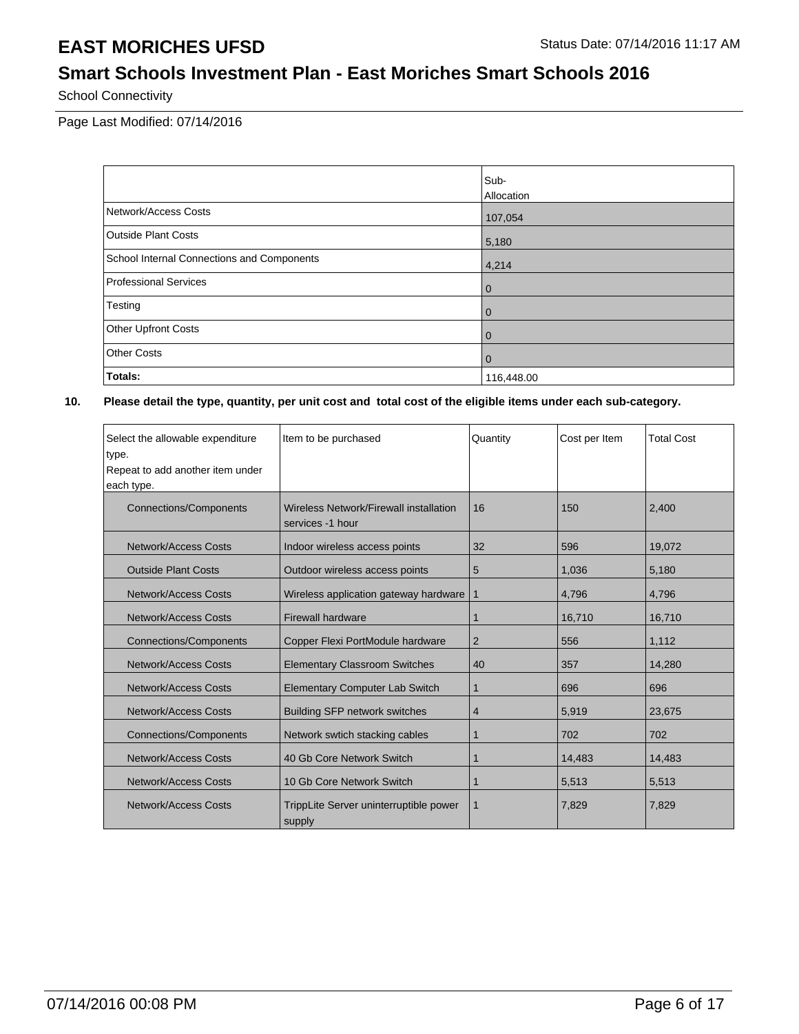# EAST MORICHES UFSD

Status Date: 07/14/2016 11:17 AM

## Smart Schools Investment Plan - East Moriches Smart Schools 2016

School Connectivity

Page Last Modified: 07/14/2016

| | Sub-Allocation |
|---|---|
| Network/Access Costs | 107,054 |
| Outside Plant Costs | 5,180 |
| School Internal Connections and Components | 4,214 |
| Professional Services | 0 |
| Testing | 0 |
| Other Upfront Costs | 0 |
| Other Costs | 0 |
| **Totals:** | 116,448.00 |

**10. Please detail the type, quantity, per unit cost and total cost of the eligible items under each sub-category.**

| Select the allowable expenditure type. Repeat to add another item under each type. | Item to be purchased | Quantity | Cost per Item | Total Cost |
|---|---|---|---|---|
| Connections/Components | Wireless Network/Firewall installation services -1 hour | 16 | 150 | 2,400 |
| Network/Access Costs | Indoor wireless access points | 32 | 596 | 19,072 |
| Outside Plant Costs | Outdoor wireless access points | 5 | 1,036 | 5,180 |
| Network/Access Costs | Wireless application gateway hardware | 1 | 4,796 | 4,796 |
| Network/Access Costs | Firewall hardware | 1 | 16,710 | 16,710 |
| Connections/Components | Copper Flexi PortModule hardware | 2 | 556 | 1,112 |
| Network/Access Costs | Elementary Classroom Switches | 40 | 357 | 14,280 |
| Network/Access Costs | Elementary Computer Lab Switch | 1 | 696 | 696 |
| Network/Access Costs | Building SFP network switches | 4 | 5,919 | 23,675 |
| Connections/Components | Network swtich stacking cables | 1 | 702 | 702 |
| Network/Access Costs | 40 Gb Core Network Switch | 1 | 14,483 | 14,483 |
| Network/Access Costs | 10 Gb Core Network Switch | 1 | 5,513 | 5,513 |
| Network/Access Costs | TrippLite Server uninterruptible power supply | 1 | 7,829 | 7,829 |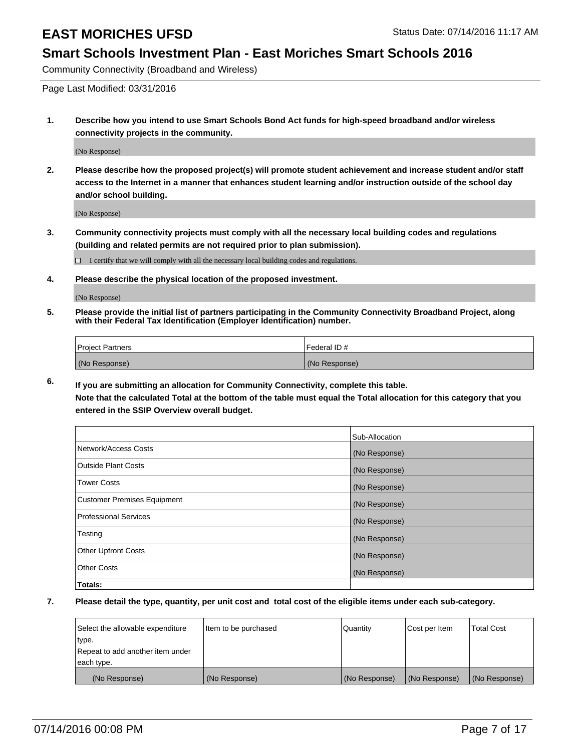# EAST MORICHES UFSD

Status Date: 07/14/2016 11:17 AM

## Smart Schools Investment Plan - East Moriches Smart Schools 2016

Community Connectivity (Broadband and Wireless)

Page Last Modified: 03/31/2016

**1. Describe how you intend to use Smart Schools Bond Act funds for high-speed broadband and/or wireless connectivity projects in the community.**

(No Response)

**2. Please describe how the proposed project(s) will promote student achievement and increase student and/or staff access to the Internet in a manner that enhances student learning and/or instruction outside of the school day and/or school building.**

(No Response)

**3. Community connectivity projects must comply with all the necessary local building codes and regulations (building and related permits are not required prior to plan submission).**

☐ I certify that we will comply with all the necessary local building codes and regulations.

**4. Please describe the physical location of the proposed investment.**

(No Response)

**5. Please provide the initial list of partners participating in the Community Connectivity Broadband Project, along with their Federal Tax Identification (Employer Identification) number.**

| Project Partners | Federal ID # |
|---|---|
| (No Response) | (No Response) |

**6. If you are submitting an allocation for Community Connectivity, complete this table. Note that the calculated Total at the bottom of the table must equal the Total allocation for this category that you entered in the SSIP Overview overall budget.**

| | Sub-Allocation |
|---|---|
| Network/Access Costs | (No Response) |
| Outside Plant Costs | (No Response) |
| Tower Costs | (No Response) |
| Customer Premises Equipment | (No Response) |
| Professional Services | (No Response) |
| Testing | (No Response) |
| Other Upfront Costs | (No Response) |
| Other Costs | (No Response) |
| **Totals:** | |

**7. Please detail the type, quantity, per unit cost and total cost of the eligible items under each sub-category.**

| Select the allowable expenditure type. Repeat to add another item under each type. | Item to be purchased | Quantity | Cost per Item | Total Cost |
|---|---|---|---|---|
| (No Response) | (No Response) | (No Response) | (No Response) | (No Response) |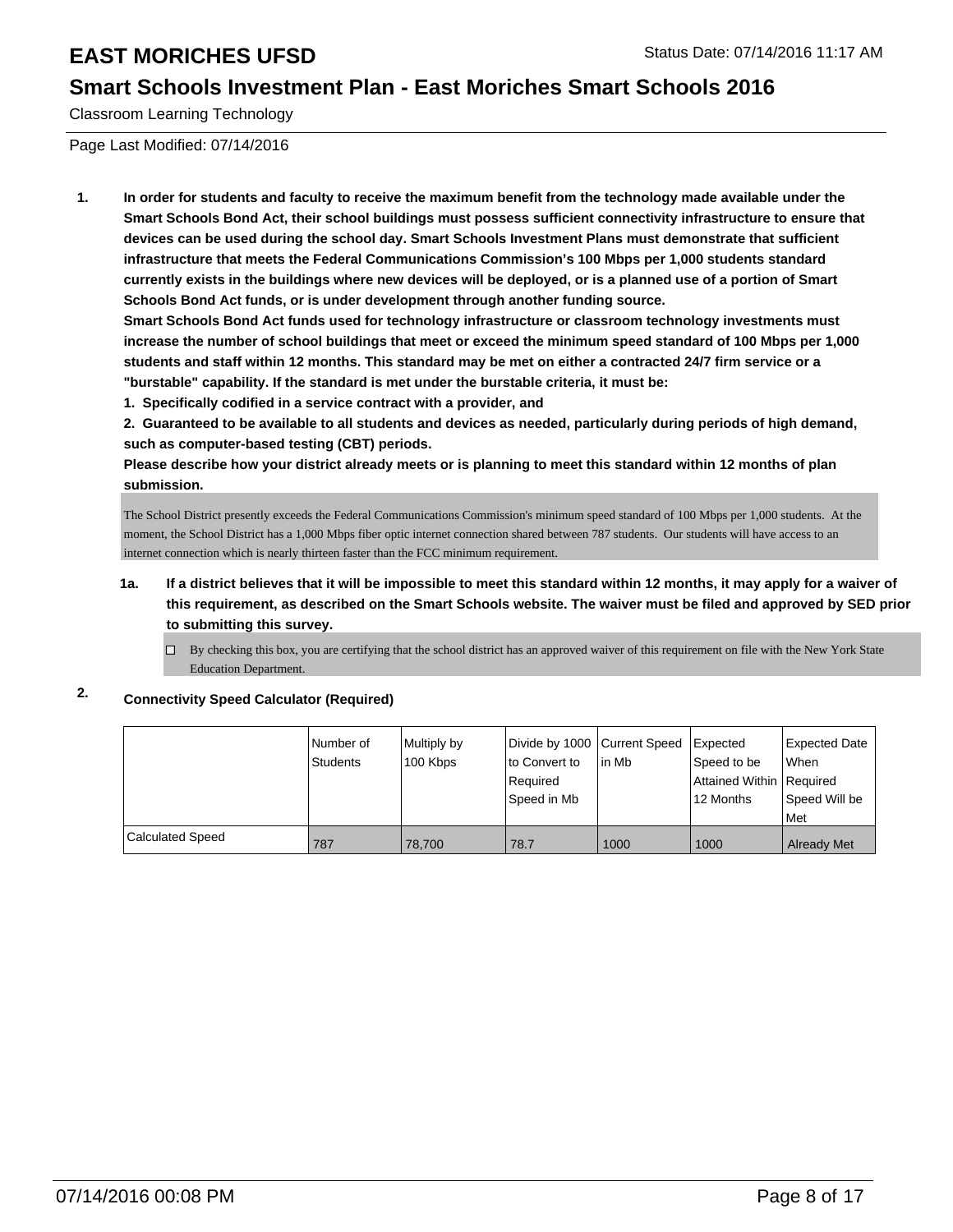# EAST MORICHES UFSD

Status Date: 07/14/2016 11:17 AM

## Smart Schools Investment Plan - East Moriches Smart Schools 2016

Classroom Learning Technology

Page Last Modified: 07/14/2016

**1. In order for students and faculty to receive the maximum benefit from the technology made available under the Smart Schools Bond Act, their school buildings must possess sufficient connectivity infrastructure to ensure that devices can be used during the school day. Smart Schools Investment Plans must demonstrate that sufficient infrastructure that meets the Federal Communications Commission's 100 Mbps per 1,000 students standard currently exists in the buildings where new devices will be deployed, or is a planned use of a portion of Smart Schools Bond Act funds, or is under development through another funding source.**

**Smart Schools Bond Act funds used for technology infrastructure or classroom technology investments must increase the number of school buildings that meet or exceed the minimum speed standard of 100 Mbps per 1,000 students and staff within 12 months. This standard may be met on either a contracted 24/7 firm service or a "burstable" capability. If the standard is met under the burstable criteria, it must be:**

**1. Specifically codified in a service contract with a provider, and**

**2. Guaranteed to be available to all students and devices as needed, particularly during periods of high demand, such as computer-based testing (CBT) periods.**

**Please describe how your district already meets or is planning to meet this standard within 12 months of plan submission.**

The School District presently exceeds the Federal Communications Commission's minimum speed standard of 100 Mbps per 1,000 students. At the moment, the School District has a 1,000 Mbps fiber optic internet connection shared between 787 students. Our students will have access to an internet connection which is nearly thirteen faster than the FCC minimum requirement.

**1a. If a district believes that it will be impossible to meet this standard within 12 months, it may apply for a waiver of this requirement, as described on the Smart Schools website. The waiver must be filed and approved by SED prior to submitting this survey.**

☐ By checking this box, you are certifying that the school district has an approved waiver of this requirement on file with the New York State Education Department.

**2. Connectivity Speed Calculator (Required)**

| | Number of Students | Multiply by 100 Kbps | Divide by 1000 to Convert to Required Speed in Mb | Current Speed in Mb | Expected Speed to be Attained Within 12 Months | Expected Date When Required Speed Will be Met |
|---|---|---|---|---|---|---|
| Calculated Speed | 787 | 78,700 | 78.7 | 1000 | 1000 | Already Met |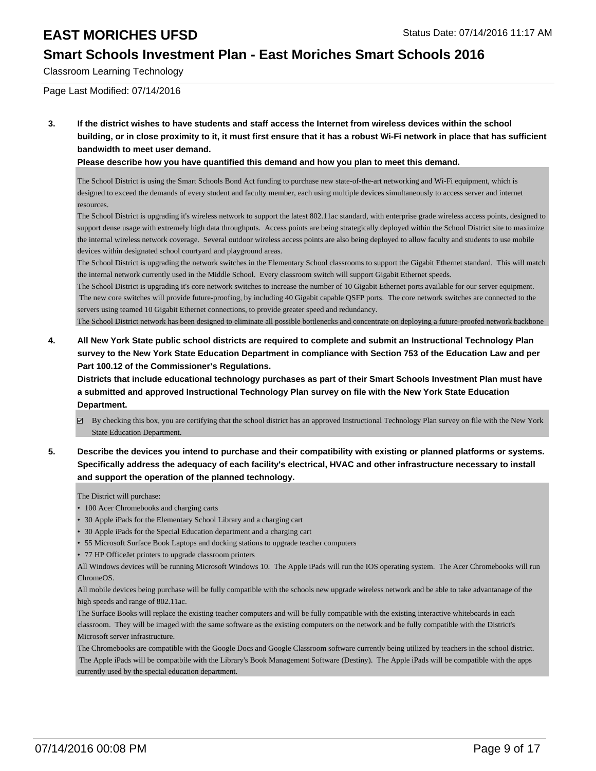# EAST MORICHES UFSD

Status Date: 07/14/2016 11:17 AM

## Smart Schools Investment Plan - East Moriches Smart Schools 2016

Classroom Learning Technology

Page Last Modified: 07/14/2016

**3. If the district wishes to have students and staff access the Internet from wireless devices within the school building, or in close proximity to it, it must first ensure that it has a robust Wi-Fi network in place that has sufficient bandwidth to meet user demand.**
**Please describe how you have quantified this demand and how you plan to meet this demand.**

The School District is using the Smart Schools Bond Act funding to purchase new state-of-the-art networking and Wi-Fi equipment, which is designed to exceed the demands of every student and faculty member, each using multiple devices simultaneously to access server and internet resources.
The School District is upgrading it's wireless network to support the latest 802.11ac standard, with enterprise grade wireless access points, designed to support dense usage with extremely high data throughputs. Access points are being strategically deployed within the School District site to maximize the internal wireless network coverage. Several outdoor wireless access points are also being deployed to allow faculty and students to use mobile devices within designated school courtyard and playground areas.
The School District is upgrading the network switches in the Elementary School classrooms to support the Gigabit Ethernet standard. This will match the internal network currently used in the Middle School. Every classroom switch will support Gigabit Ethernet speeds.
The School District is upgrading it's core network switches to increase the number of 10 Gigabit Ethernet ports available for our server equipment. The new core switches will provide future-proofing, by including 40 Gigabit capable QSFP ports. The core network switches are connected to the servers using teamed 10 Gigabit Ethernet connections, to provide greater speed and redundancy.
The School District network has been designed to eliminate all possible bottlenecks and concentrate on deploying a future-proofed network backbone

**4. All New York State public school districts are required to complete and submit an Instructional Technology Plan survey to the New York State Education Department in compliance with Section 753 of the Education Law and per Part 100.12 of the Commissioner's Regulations.**
**Districts that include educational technology purchases as part of their Smart Schools Investment Plan must have a submitted and approved Instructional Technology Plan survey on file with the New York State Education Department.**

☑ By checking this box, you are certifying that the school district has an approved Instructional Technology Plan survey on file with the New York State Education Department.

**5. Describe the devices you intend to purchase and their compatibility with existing or planned platforms or systems. Specifically address the adequacy of each facility's electrical, HVAC and other infrastructure necessary to install and support the operation of the planned technology.**

The District will purchase:

- 100 Acer Chromebooks and charging carts
- 30 Apple iPads for the Elementary School Library and a charging cart
- 30 Apple iPads for the Special Education department and a charging cart
- 55 Microsoft Surface Book Laptops and docking stations to upgrade teacher computers
- 77 HP OfficeJet printers to upgrade classroom printers

All Windows devices will be running Microsoft Windows 10. The Apple iPads will run the IOS operating system. The Acer Chromebooks will run ChromeOS.
All mobile devices being purchase will be fully compatible with the schools new upgrade wireless network and be able to take advantanage of the high speeds and range of 802.11ac.
The Surface Books will replace the existing teacher computers and will be fully compatible with the existing interactive whiteboards in each classroom. They will be imaged with the same software as the existing computers on the network and be fully compatible with the District's Microsoft server infrastructure.
The Chromebooks are compatible with the Google Docs and Google Classroom software currently being utilized by teachers in the school district. The Apple iPads will be compatbile with the Library's Book Management Software (Destiny). The Apple iPads will be compatible with the apps currently used by the special education department.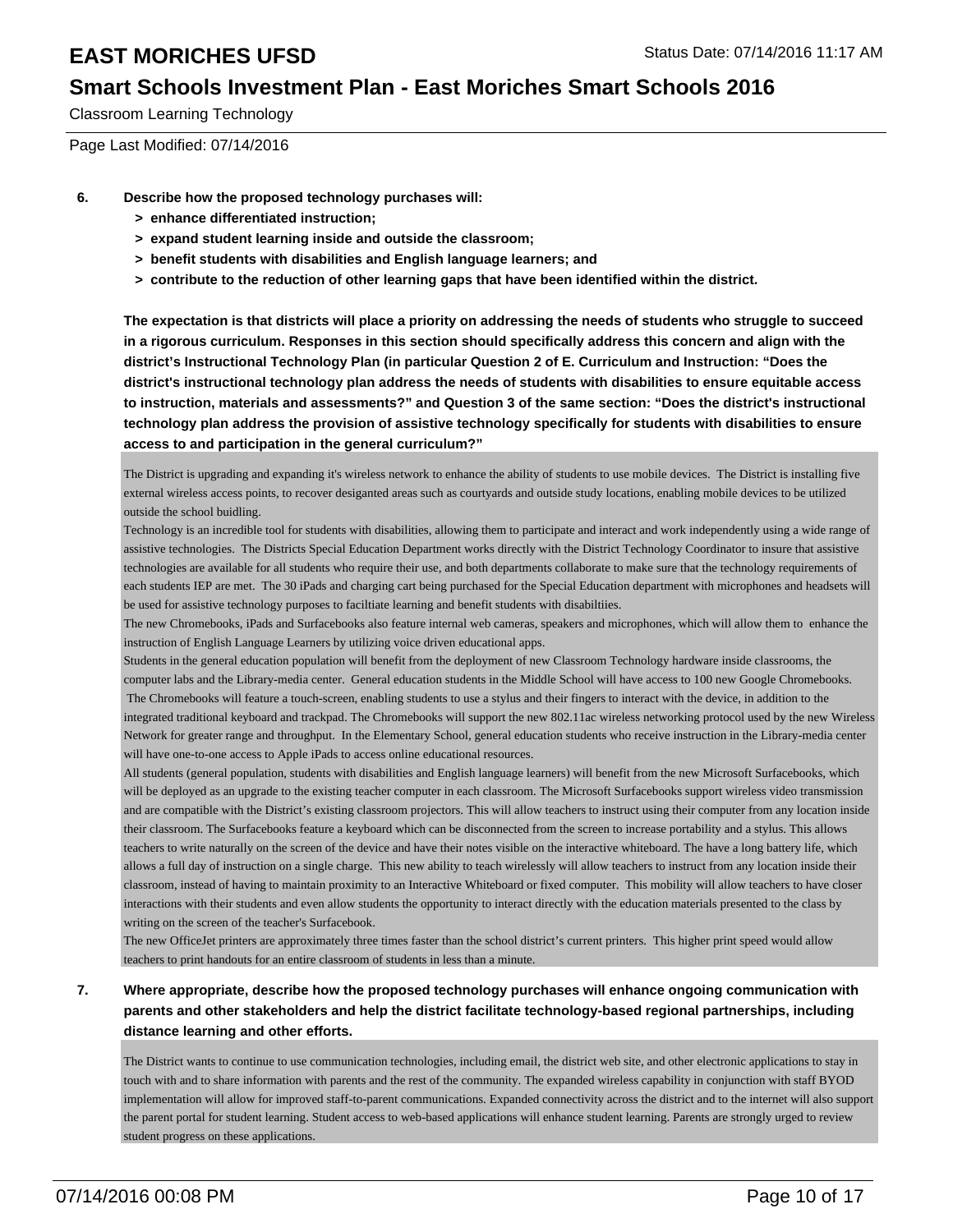**6. Describe how the proposed technology purchases will:**

- **> enhance differentiated instruction;**
- **> expand student learning inside and outside the classroom;**
- **> benefit students with disabilities and English language learners; and**
- **> contribute to the reduction of other learning gaps that have been identified within the district.**

**The expectation is that districts will place a priority on addressing the needs of students who struggle to succeed in a rigorous curriculum. Responses in this section should specifically address this concern and align with the district's Instructional Technology Plan (in particular Question 2 of E. Curriculum and Instruction: "Does the district's instructional technology plan address the needs of students with disabilities to ensure equitable access to instruction, materials and assessments?" and Question 3 of the same section: "Does the district's instructional technology plan address the provision of assistive technology specifically for students with disabilities to ensure access to and participation in the general curriculum?"**

The District is upgrading and expanding it's wireless network to enhance the ability of students to use mobile devices. The District is installing five external wireless access points, to recover desiganted areas such as courtyards and outside study locations, enabling mobile devices to be utilized outside the school buidling.
Technology is an incredible tool for students with disabilities, allowing them to participate and interact and work independently using a wide range of assistive technologies. The Districts Special Education Department works directly with the District Technology Coordinator to insure that assistive technologies are available for all students who require their use, and both departments collaborate to make sure that the technology requirements of each students IEP are met. The 30 iPads and charging cart being purchased for the Special Education department with microphones and headsets will be used for assistive technology purposes to faciltiate learning and benefit students with disabiltiies.
The new Chromebooks, iPads and Surfacebooks also feature internal web cameras, speakers and microphones, which will allow them to enhance the instruction of English Language Learners by utilizing voice driven educational apps.
Students in the general education population will benefit from the deployment of new Classroom Technology hardware inside classrooms, the computer labs and the Library-media center. General education students in the Middle School will have access to 100 new Google Chromebooks. The Chromebooks will feature a touch-screen, enabling students to use a stylus and their fingers to interact with the device, in addition to the integrated traditional keyboard and trackpad. The Chromebooks will support the new 802.11ac wireless networking protocol used by the new Wireless Network for greater range and throughput. In the Elementary School, general education students who receive instruction in the Library-media center will have one-to-one access to Apple iPads to access online educational resources.
All students (general population, students with disabilities and English language learners) will benefit from the new Microsoft Surfacebooks, which will be deployed as an upgrade to the existing teacher computer in each classroom. The Microsoft Surfacebooks support wireless video transmission and are compatible with the District's existing classroom projectors. This will allow teachers to instruct using their computer from any location inside their classroom. The Surfacebooks feature a keyboard which can be disconnected from the screen to increase portability and a stylus. This allows teachers to write naturally on the screen of the device and have their notes visible on the interactive whiteboard. The have a long battery life, which allows a full day of instruction on a single charge. This new ability to teach wirelessly will allow teachers to instruct from any location inside their classroom, instead of having to maintain proximity to an Interactive Whiteboard or fixed computer. This mobility will allow teachers to have closer interactions with their students and even allow students the opportunity to interact directly with the education materials presented to the class by writing on the screen of the teacher's Surfacebook.
The new OfficeJet printers are approximately three times faster than the school district's current printers. This higher print speed would allow teachers to print handouts for an entire classroom of students in less than a minute.

**7. Where appropriate, describe how the proposed technology purchases will enhance ongoing communication with parents and other stakeholders and help the district facilitate technology-based regional partnerships, including distance learning and other efforts.**

The District wants to continue to use communication technologies, including email, the district web site, and other electronic applications to stay in touch with and to share information with parents and the rest of the community. The expanded wireless capability in conjunction with staff BYOD implementation will allow for improved staff-to-parent communications. Expanded connectivity across the district and to the internet will also support the parent portal for student learning. Student access to web-based applications will enhance student learning. Parents are strongly urged to review student progress on these applications.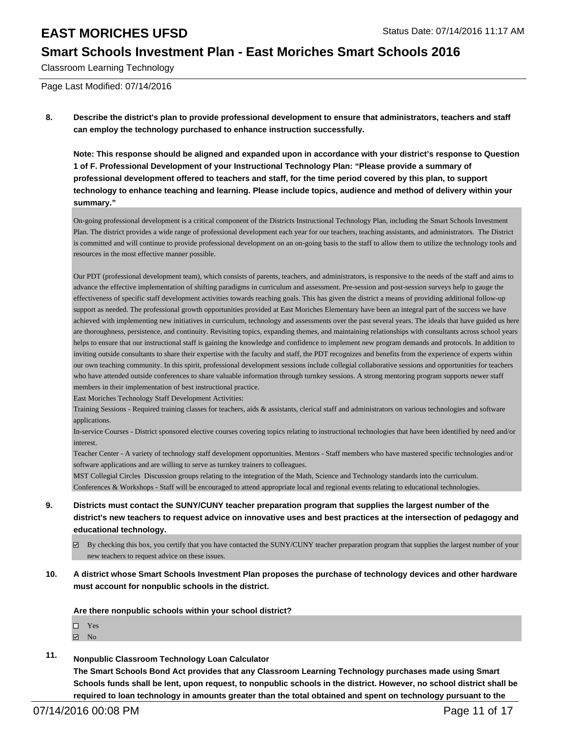# EAST MORICHES UFSD

## Smart Schools Investment Plan - East Moriches Smart Schools 2016

Classroom Learning Technology

Page Last Modified: 07/14/2016

**8. Describe the district's plan to provide professional development to ensure that administrators, teachers and staff can employ the technology purchased to enhance instruction successfully.**

**Note: This response should be aligned and expanded upon in accordance with your district's response to Question 1 of F. Professional Development of your Instructional Technology Plan: "Please provide a summary of professional development offered to teachers and staff, for the time period covered by this plan, to support technology to enhance teaching and learning. Please include topics, audience and method of delivery within your summary."**

On-going professional development is a critical component of the Districts Instructional Technology Plan, including the Smart Schools Investment Plan. The district provides a wide range of professional development each year for our teachers, teaching assistants, and administrators. The District is committed and will continue to provide professional development on an on-going basis to the staff to allow them to utilize the technology tools and resources in the most effective manner possible.

Our PDT (professional development team), which consists of parents, teachers, and administrators, is responsive to the needs of the staff and aims to advance the effective implementation of shifting paradigms in curriculum and assessment. Pre-session and post-session surveys help to gauge the effectiveness of specific staff development activities towards reaching goals. This has given the district a means of providing additional follow-up support as needed. The professional growth opportunities provided at East Moriches Elementary have been an integral part of the success we have achieved with implementing new initiatives in curriculum, technology and assessments over the past several years. The ideals that have guided us here are thoroughness, persistence, and continuity. Revisiting topics, expanding themes, and maintaining relationships with consultants across school years helps to ensure that our instructional staff is gaining the knowledge and confidence to implement new program demands and protocols. In addition to inviting outside consultants to share their expertise with the faculty and staff, the PDT recognizes and benefits from the experience of experts within our own teaching community. In this spirit, professional development sessions include collegial collaborative sessions and opportunities for teachers who have attended outside conferences to share valuable information through turnkey sessions. A strong mentoring program supports newer staff members in their implementation of best instructional practice.
East Moriches Technology Staff Development Activities:
Training Sessions - Required training classes for teachers, aids & assistants, clerical staff and administrators on various technologies and software applications.
In-service Courses - District sponsored elective courses covering topics relating to instructional technologies that have been identified by need and/or interest.
Teacher Center - A variety of technology staff development opportunities. Mentors - Staff members who have mastered specific technologies and/or software applications and are willing to serve as turnkey trainers to colleagues.
MST Collegial Circles Discussion groups relating to the integration of the Math, Science and Technology standards into the curriculum.
Conferences & Workshops - Staff will be encouraged to attend appropriate local and regional events relating to educational technologies.

**9. Districts must contact the SUNY/CUNY teacher preparation program that supplies the largest number of the district's new teachers to request advice on innovative uses and best practices at the intersection of pedagogy and educational technology.**

☑ By checking this box, you certify that you have contacted the SUNY/CUNY teacher preparation program that supplies the largest number of your new teachers to request advice on these issues.

**10. A district whose Smart Schools Investment Plan proposes the purchase of technology devices and other hardware must account for nonpublic schools in the district.**

**Are there nonpublic schools within your school district?**

☐ Yes
☑ No

**11. Nonpublic Classroom Technology Loan Calculator**
**The Smart Schools Bond Act provides that any Classroom Learning Technology purchases made using Smart Schools funds shall be lent, upon request, to nonpublic schools in the district. However, no school district shall be required to loan technology in amounts greater than the total obtained and spent on technology pursuant to the**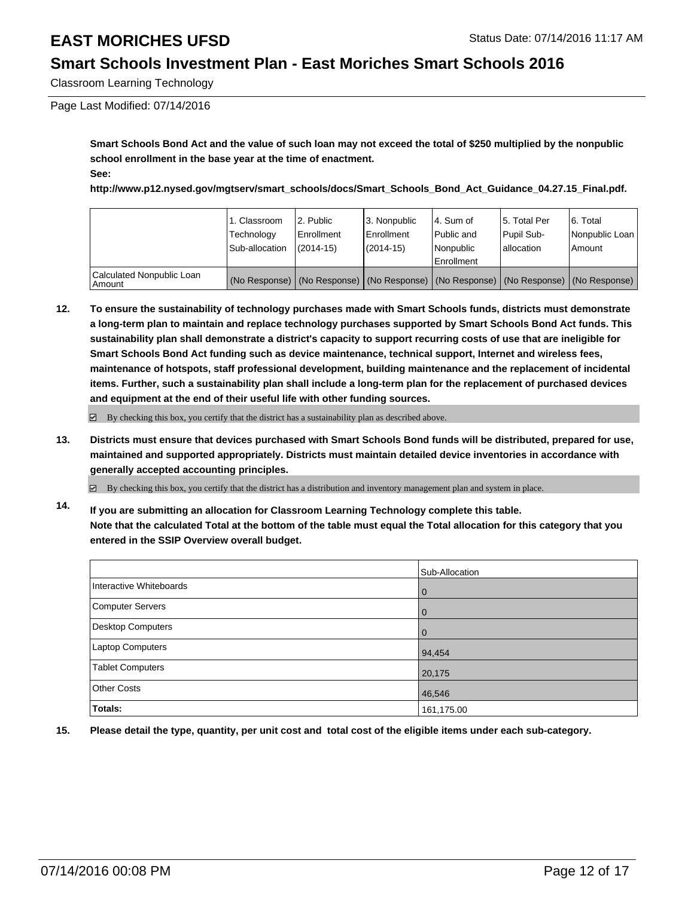**Smart Schools Bond Act and the value of such loan may not exceed the total of $250 multiplied by the nonpublic school enrollment in the base year at the time of enactment.**

**See:**

**http://www.p12.nysed.gov/mgtserv/smart_schools/docs/Smart_Schools_Bond_Act_Guidance_04.27.15_Final.pdf.**

| | 1. Classroom Technology Sub-allocation | 2. Public Enrollment (2014-15) | 3. Nonpublic Enrollment (2014-15) | 4. Sum of Public and Nonpublic Enrollment | 5. Total Per Pupil Sub-allocation | 6. Total Nonpublic Loan Amount |
|---|---|---|---|---|---|---|
| Calculated Nonpublic Loan Amount | (No Response) | (No Response) | (No Response) | (No Response) | (No Response) | (No Response) |

**12. To ensure the sustainability of technology purchases made with Smart Schools funds, districts must demonstrate a long-term plan to maintain and replace technology purchases supported by Smart Schools Bond Act funds. This sustainability plan shall demonstrate a district's capacity to support recurring costs of use that are ineligible for Smart Schools Bond Act funding such as device maintenance, technical support, Internet and wireless fees, maintenance of hotspots, staff professional development, building maintenance and the replacement of incidental items. Further, such a sustainability plan shall include a long-term plan for the replacement of purchased devices and equipment at the end of their useful life with other funding sources.**

☑ By checking this box, you certify that the district has a sustainability plan as described above.

**13. Districts must ensure that devices purchased with Smart Schools Bond funds will be distributed, prepared for use, maintained and supported appropriately. Districts must maintain detailed device inventories in accordance with generally accepted accounting principles.**

☑ By checking this box, you certify that the district has a distribution and inventory management plan and system in place.

**14. If you are submitting an allocation for Classroom Learning Technology complete this table. Note that the calculated Total at the bottom of the table must equal the Total allocation for this category that you entered in the SSIP Overview overall budget.**

| | Sub-Allocation |
|---|---|
| Interactive Whiteboards | 0 |
| Computer Servers | 0 |
| Desktop Computers | 0 |
| Laptop Computers | 94,454 |
| Tablet Computers | 20,175 |
| Other Costs | 46,546 |
| **Totals:** | 161,175.00 |

**15. Please detail the type, quantity, per unit cost and total cost of the eligible items under each sub-category.**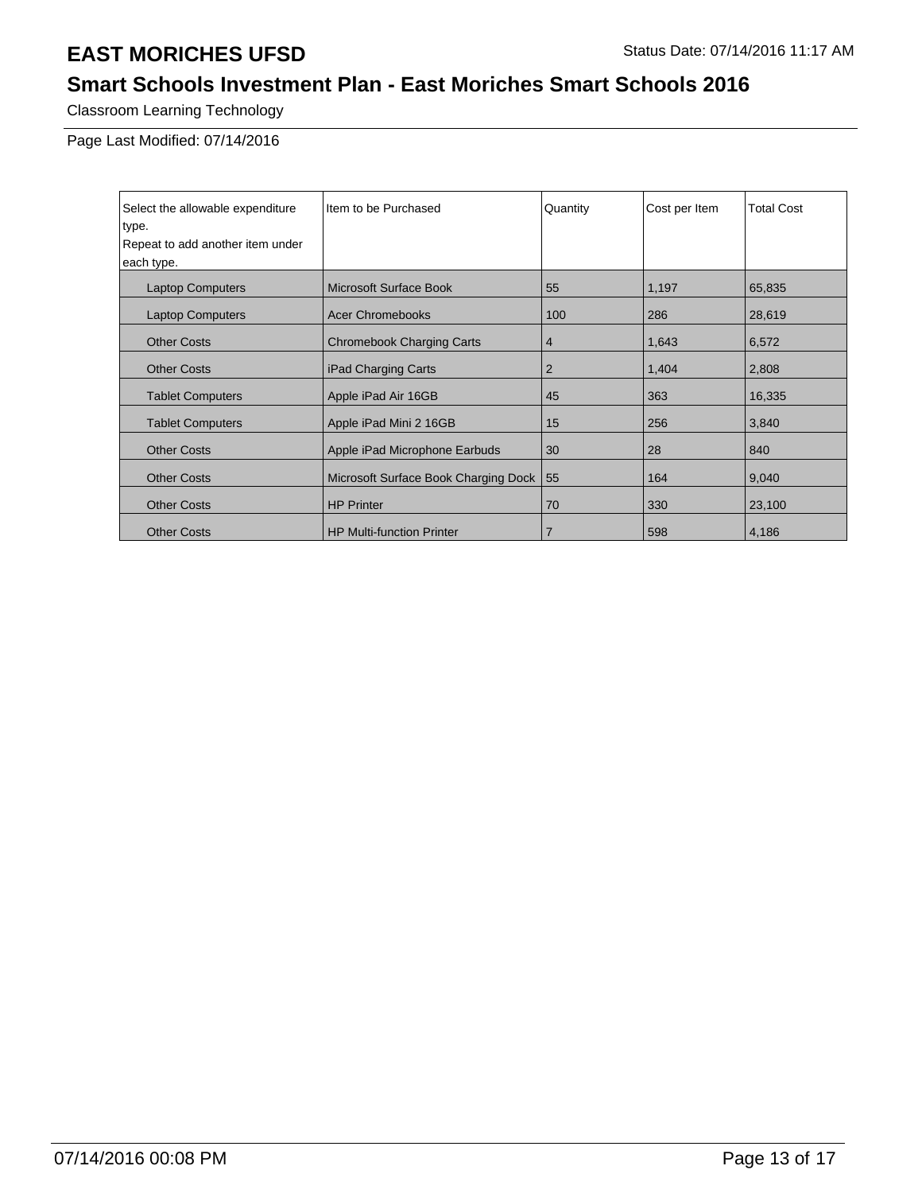# EAST MORICHES UFSD

Status Date: 07/14/2016 11:17 AM

## Smart Schools Investment Plan - East Moriches Smart Schools 2016

Classroom Learning Technology

Page Last Modified: 07/14/2016

| Select the allowable expenditure type. Repeat to add another item under each type. | Item to be Purchased | Quantity | Cost per Item | Total Cost |
|---|---|---|---|---|
| Laptop Computers | Microsoft Surface Book | 55 | 1,197 | 65,835 |
| Laptop Computers | Acer Chromebooks | 100 | 286 | 28,619 |
| Other Costs | Chromebook Charging Carts | 4 | 1,643 | 6,572 |
| Other Costs | iPad Charging Carts | 2 | 1,404 | 2,808 |
| Tablet Computers | Apple iPad Air 16GB | 45 | 363 | 16,335 |
| Tablet Computers | Apple iPad Mini 2 16GB | 15 | 256 | 3,840 |
| Other Costs | Apple iPad Microphone Earbuds | 30 | 28 | 840 |
| Other Costs | Microsoft Surface Book Charging Dock | 55 | 164 | 9,040 |
| Other Costs | HP Printer | 70 | 330 | 23,100 |
| Other Costs | HP Multi-function Printer | 7 | 598 | 4,186 |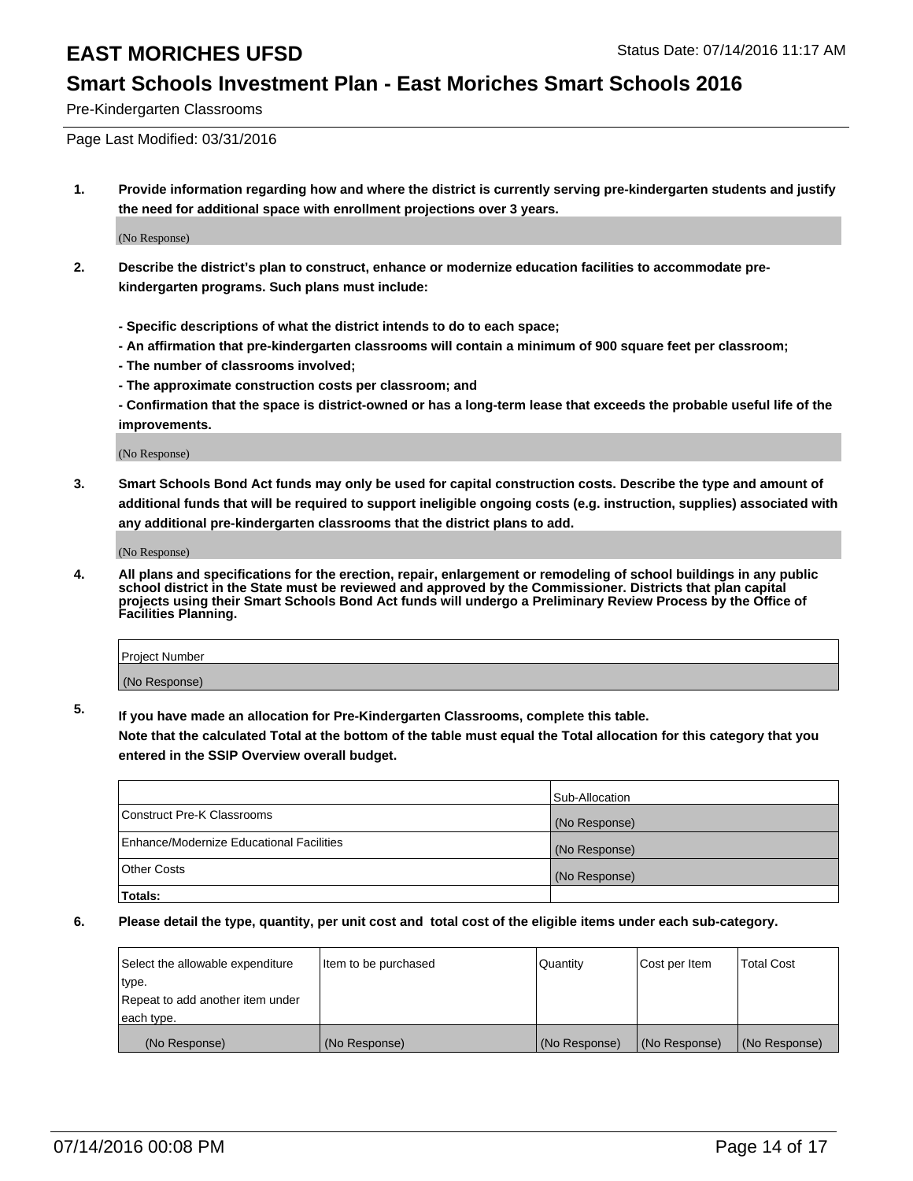# EAST MORICHES UFSD

Status Date: 07/14/2016 11:17 AM

## Smart Schools Investment Plan - East Moriches Smart Schools 2016

Pre-Kindergarten Classrooms

Page Last Modified: 03/31/2016

**1. Provide information regarding how and where the district is currently serving pre-kindergarten students and justify the need for additional space with enrollment projections over 3 years.**

(No Response)

**2. Describe the district's plan to construct, enhance or modernize education facilities to accommodate pre-kindergarten programs. Such plans must include:**

**- Specific descriptions of what the district intends to do to each space;**

**- An affirmation that pre-kindergarten classrooms will contain a minimum of 900 square feet per classroom;**

**- The number of classrooms involved;**

**- The approximate construction costs per classroom; and**

**- Confirmation that the space is district-owned or has a long-term lease that exceeds the probable useful life of the improvements.**

(No Response)

**3. Smart Schools Bond Act funds may only be used for capital construction costs. Describe the type and amount of additional funds that will be required to support ineligible ongoing costs (e.g. instruction, supplies) associated with any additional pre-kindergarten classrooms that the district plans to add.**

(No Response)

**4. All plans and specifications for the erection, repair, enlargement or remodeling of school buildings in any public school district in the State must be reviewed and approved by the Commissioner. Districts that plan capital projects using their Smart Schools Bond Act funds will undergo a Preliminary Review Process by the Office of Facilities Planning.**

| Project Number |
|---|
| (No Response) |

**5. If you have made an allocation for Pre-Kindergarten Classrooms, complete this table.**
**Note that the calculated Total at the bottom of the table must equal the Total allocation for this category that you entered in the SSIP Overview overall budget.**

| | Sub-Allocation |
|---|---|
| Construct Pre-K Classrooms | (No Response) |
| Enhance/Modernize Educational Facilities | (No Response) |
| Other Costs | (No Response) |
| **Totals:** | |

**6. Please detail the type, quantity, per unit cost and total cost of the eligible items under each sub-category.**

| Select the allowable expenditure type. Repeat to add another item under each type. | Item to be purchased | Quantity | Cost per Item | Total Cost |
|---|---|---|---|---|
| (No Response) | (No Response) | (No Response) | (No Response) | (No Response) |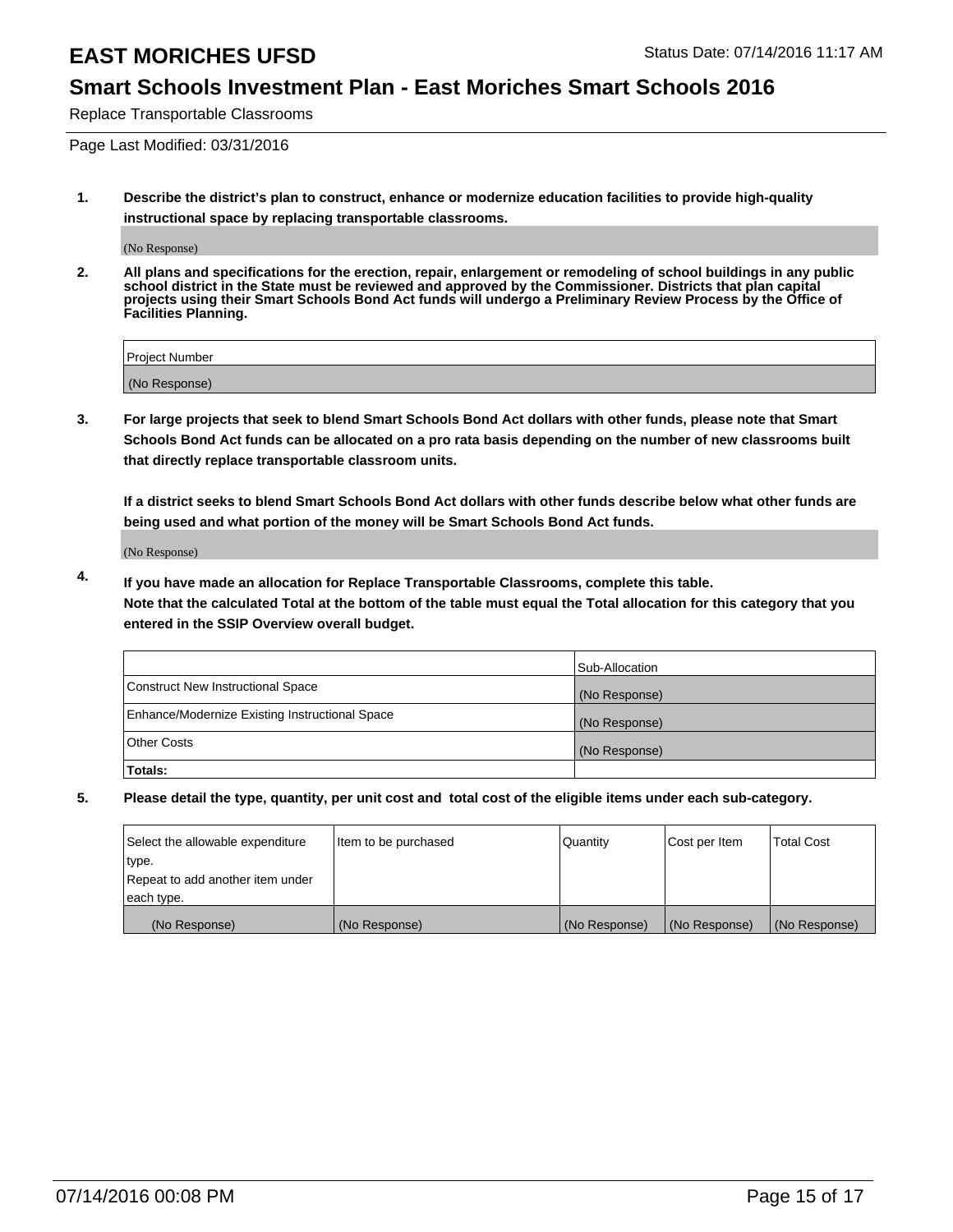# EAST MORICHES UFSD

Status Date: 07/14/2016 11:17 AM

## Smart Schools Investment Plan - East Moriches Smart Schools 2016

Replace Transportable Classrooms

Page Last Modified: 03/31/2016

**1. Describe the district's plan to construct, enhance or modernize education facilities to provide high-quality instructional space by replacing transportable classrooms.**

(No Response)

**2. All plans and specifications for the erection, repair, enlargement or remodeling of school buildings in any public school district in the State must be reviewed and approved by the Commissioner. Districts that plan capital projects using their Smart Schools Bond Act funds will undergo a Preliminary Review Process by the Office of Facilities Planning.**

| Project Number |
|---|
| (No Response) |

**3. For large projects that seek to blend Smart Schools Bond Act dollars with other funds, please note that Smart Schools Bond Act funds can be allocated on a pro rata basis depending on the number of new classrooms built that directly replace transportable classroom units.**

**If a district seeks to blend Smart Schools Bond Act dollars with other funds describe below what other funds are being used and what portion of the money will be Smart Schools Bond Act funds.**

(No Response)

**4. If you have made an allocation for Replace Transportable Classrooms, complete this table. Note that the calculated Total at the bottom of the table must equal the Total allocation for this category that you entered in the SSIP Overview overall budget.**

| | Sub-Allocation |
|---|---|
| Construct New Instructional Space | (No Response) |
| Enhance/Modernize Existing Instructional Space | (No Response) |
| Other Costs | (No Response) |
| **Totals:** | |

**5. Please detail the type, quantity, per unit cost and total cost of the eligible items under each sub-category.**

| Select the allowable expenditure type. Repeat to add another item under each type. | Item to be purchased | Quantity | Cost per Item | Total Cost |
|---|---|---|---|---|
| (No Response) | (No Response) | (No Response) | (No Response) | (No Response) |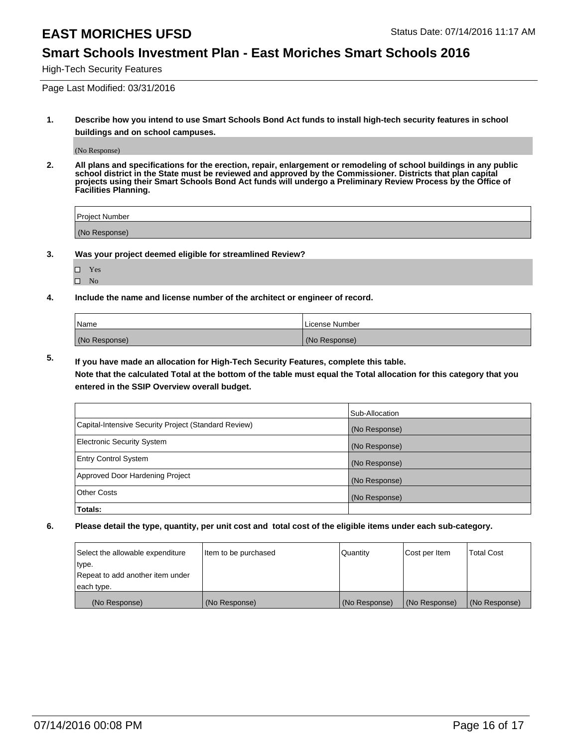# EAST MORICHES UFSD

Status Date: 07/14/2016 11:17 AM

## Smart Schools Investment Plan - East Moriches Smart Schools 2016

High-Tech Security Features

Page Last Modified: 03/31/2016

**1. Describe how you intend to use Smart Schools Bond Act funds to install high-tech security features in school buildings and on school campuses.**

(No Response)

**2. All plans and specifications for the erection, repair, enlargement or remodeling of school buildings in any public school district in the State must be reviewed and approved by the Commissioner. Districts that plan capital projects using their Smart Schools Bond Act funds will undergo a Preliminary Review Process by the Office of Facilities Planning.**

| Project Number |
|---|
| (No Response) |

**3. Was your project deemed eligible for streamlined Review?**

- ☐ Yes
- ☐ No

**4. Include the name and license number of the architect or engineer of record.**

| Name | License Number |
|---|---|
| (No Response) | (No Response) |

**5. If you have made an allocation for High-Tech Security Features, complete this table.**
**Note that the calculated Total at the bottom of the table must equal the Total allocation for this category that you entered in the SSIP Overview overall budget.**

| | Sub-Allocation |
|---|---|
| Capital-Intensive Security Project (Standard Review) | (No Response) |
| Electronic Security System | (No Response) |
| Entry Control System | (No Response) |
| Approved Door Hardening Project | (No Response) |
| Other Costs | (No Response) |
| **Totals:** | |

**6. Please detail the type, quantity, per unit cost and total cost of the eligible items under each sub-category.**

| Select the allowable expenditure type. Repeat to add another item under each type. | Item to be purchased | Quantity | Cost per Item | Total Cost |
|---|---|---|---|---|
| (No Response) | (No Response) | (No Response) | (No Response) | (No Response) |